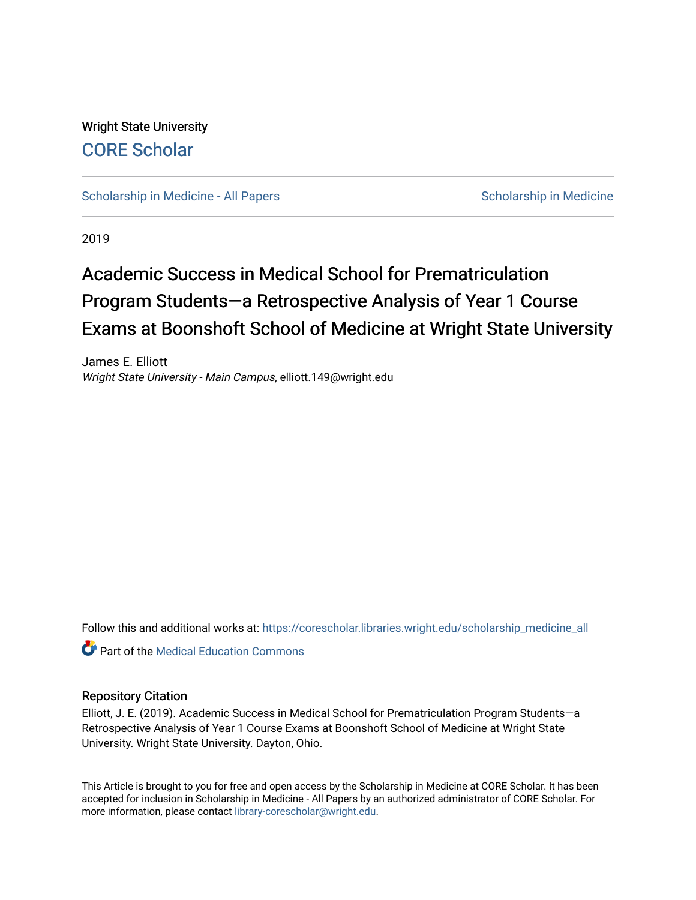Wright State University

## CORE Scholar

Scholarship in Medicine - All Papers | Scholarship in Medicine

2019

# Academic Success in Medical School for Prematriculation Program Students—a Retrospective Analysis of Year 1 Course Exams at Boonshoft School of Medicine at Wright State University

James E. Elliott
*Wright State University - Main Campus*, elliott.149@wright.edu

Follow this and additional works at: https://corescholar.libraries.wright.edu/scholarship_medicine_all

Part of the Medical Education Commons

### Repository Citation

Elliott, J. E. (2019). Academic Success in Medical School for Prematriculation Program Students—a Retrospective Analysis of Year 1 Course Exams at Boonshoft School of Medicine at Wright State University. Wright State University. Dayton, Ohio.

This Article is brought to you for free and open access by the Scholarship in Medicine at CORE Scholar. It has been accepted for inclusion in Scholarship in Medicine - All Papers by an authorized administrator of CORE Scholar. For more information, please contact library-corescholar@wright.edu.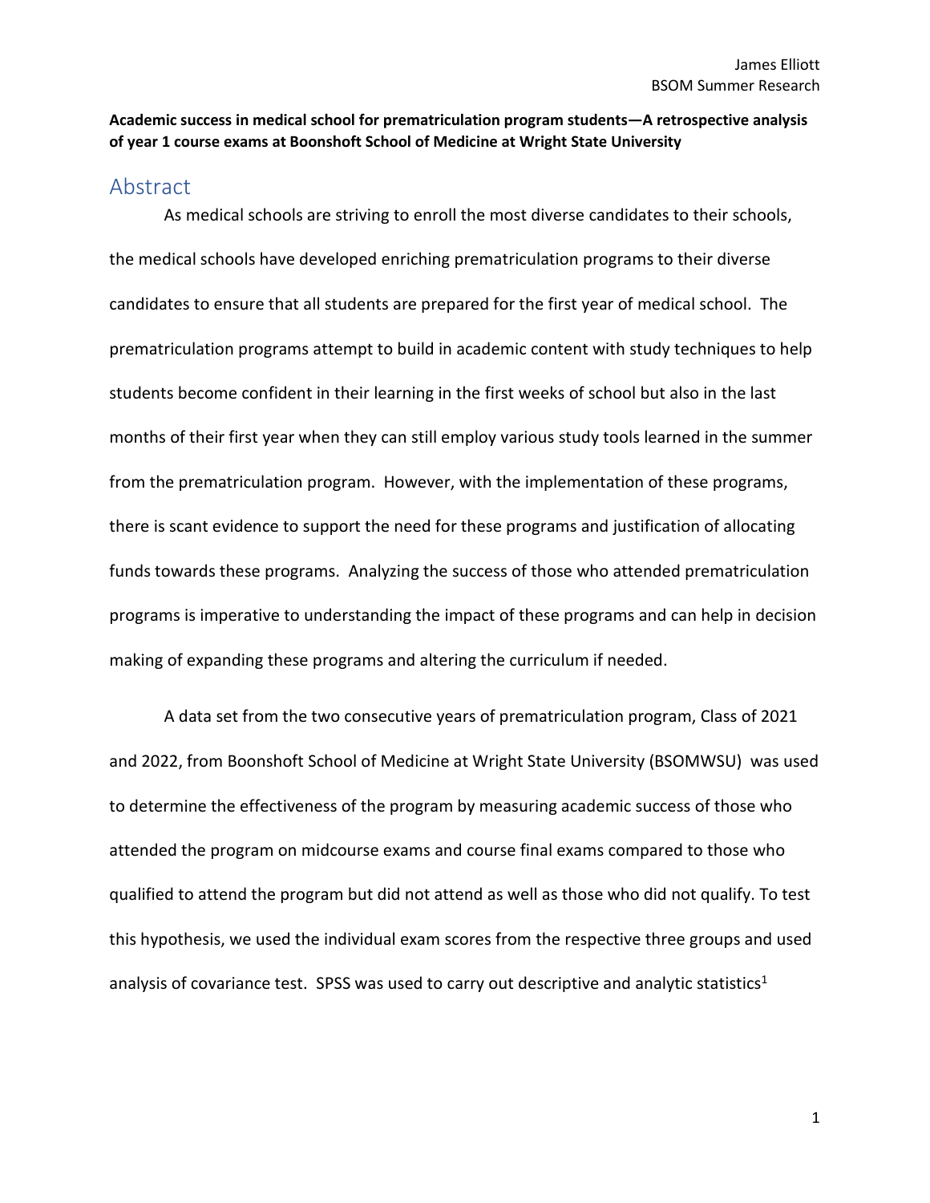**Academic success in medical school for prematriculation program students—A retrospective analysis of year 1 course exams at Boonshoft School of Medicine at Wright State University**

## Abstract

As medical schools are striving to enroll the most diverse candidates to their schools, the medical schools have developed enriching prematriculation programs to their diverse candidates to ensure that all students are prepared for the first year of medical school. The prematriculation programs attempt to build in academic content with study techniques to help students become confident in their learning in the first weeks of school but also in the last months of their first year when they can still employ various study tools learned in the summer from the prematriculation program. However, with the implementation of these programs, there is scant evidence to support the need for these programs and justification of allocating funds towards these programs. Analyzing the success of those who attended prematriculation programs is imperative to understanding the impact of these programs and can help in decision making of expanding these programs and altering the curriculum if needed.

A data set from the two consecutive years of prematriculation program, Class of 2021 and 2022, from Boonshoft School of Medicine at Wright State University (BSOMWSU) was used to determine the effectiveness of the program by measuring academic success of those who attended the program on midcourse exams and course final exams compared to those who qualified to attend the program but did not attend as well as those who did not qualify. To test this hypothesis, we used the individual exam scores from the respective three groups and used analysis of covariance test. SPSS was used to carry out descriptive and analytic statistics[1]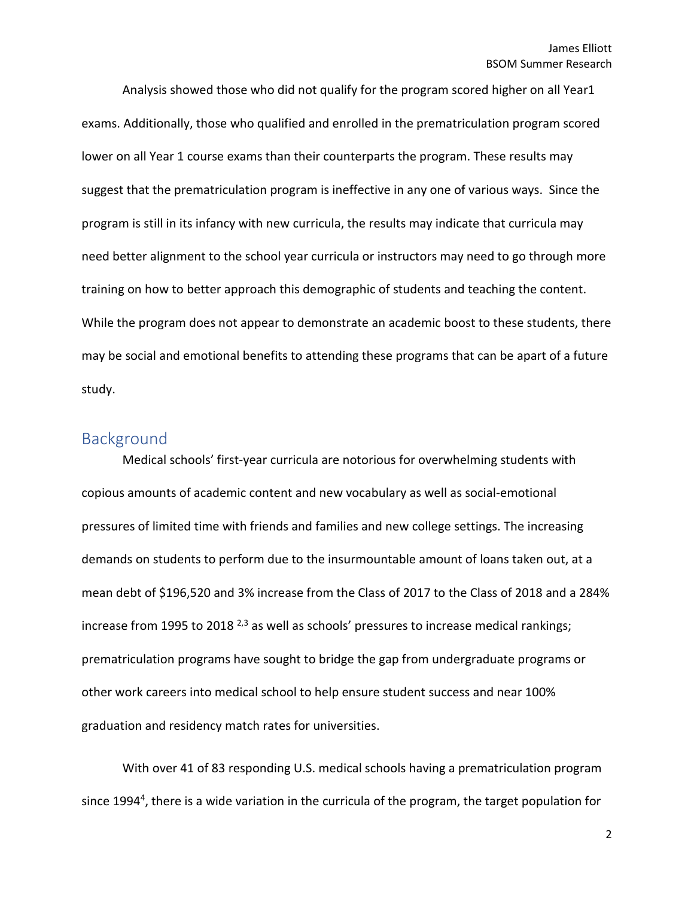Analysis showed those who did not qualify for the program scored higher on all Year1 exams. Additionally, those who qualified and enrolled in the prematriculation program scored lower on all Year 1 course exams than their counterparts the program. These results may suggest that the prematriculation program is ineffective in any one of various ways. Since the program is still in its infancy with new curricula, the results may indicate that curricula may need better alignment to the school year curricula or instructors may need to go through more training on how to better approach this demographic of students and teaching the content. While the program does not appear to demonstrate an academic boost to these students, there may be social and emotional benefits to attending these programs that can be apart of a future study.

## Background

Medical schools' first-year curricula are notorious for overwhelming students with copious amounts of academic content and new vocabulary as well as social-emotional pressures of limited time with friends and families and new college settings. The increasing demands on students to perform due to the insurmountable amount of loans taken out, at a mean debt of $196,520 and 3% increase from the Class of 2017 to the Class of 2018 and a 284% increase from 1995 to 2018 [2,3] as well as schools' pressures to increase medical rankings; prematriculation programs have sought to bridge the gap from undergraduate programs or other work careers into medical school to help ensure student success and near 100% graduation and residency match rates for universities.

With over 41 of 83 responding U.S. medical schools having a prematriculation program since 1994[4], there is a wide variation in the curricula of the program, the target population for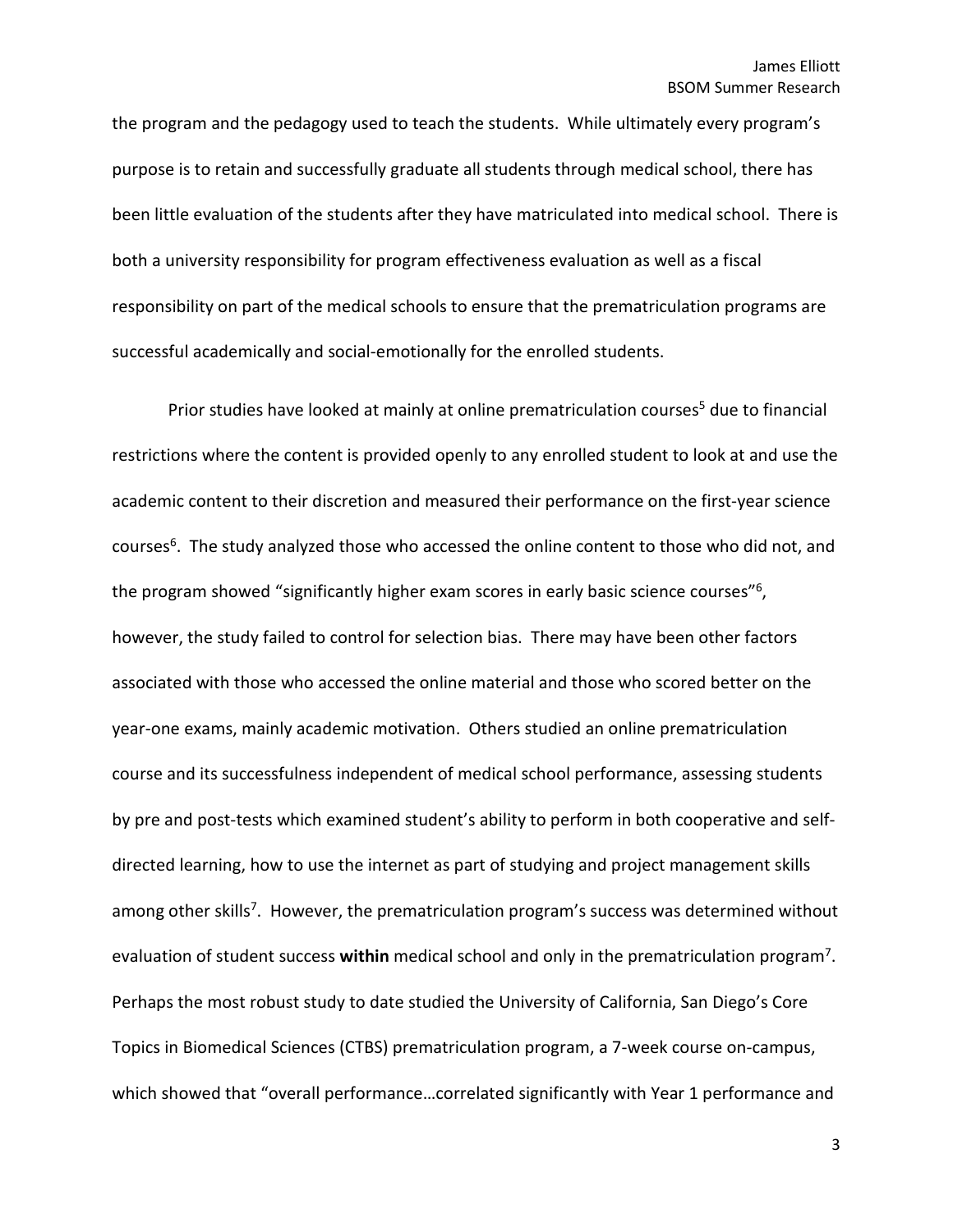the program and the pedagogy used to teach the students. While ultimately every program's purpose is to retain and successfully graduate all students through medical school, there has been little evaluation of the students after they have matriculated into medical school. There is both a university responsibility for program effectiveness evaluation as well as a fiscal responsibility on part of the medical schools to ensure that the prematriculation programs are successful academically and social-emotionally for the enrolled students.

Prior studies have looked at mainly at online prematriculation courses[5] due to financial restrictions where the content is provided openly to any enrolled student to look at and use the academic content to their discretion and measured their performance on the first-year science courses[6]. The study analyzed those who accessed the online content to those who did not, and the program showed "significantly higher exam scores in early basic science courses"[6], however, the study failed to control for selection bias. There may have been other factors associated with those who accessed the online material and those who scored better on the year-one exams, mainly academic motivation. Others studied an online prematriculation course and its successfulness independent of medical school performance, assessing students by pre and post-tests which examined student's ability to perform in both cooperative and self-directed learning, how to use the internet as part of studying and project management skills among other skills[7]. However, the prematriculation program's success was determined without evaluation of student success **within** medical school and only in the prematriculation program[7]. Perhaps the most robust study to date studied the University of California, San Diego's Core Topics in Biomedical Sciences (CTBS) prematriculation program, a 7-week course on-campus, which showed that "overall performance…correlated significantly with Year 1 performance and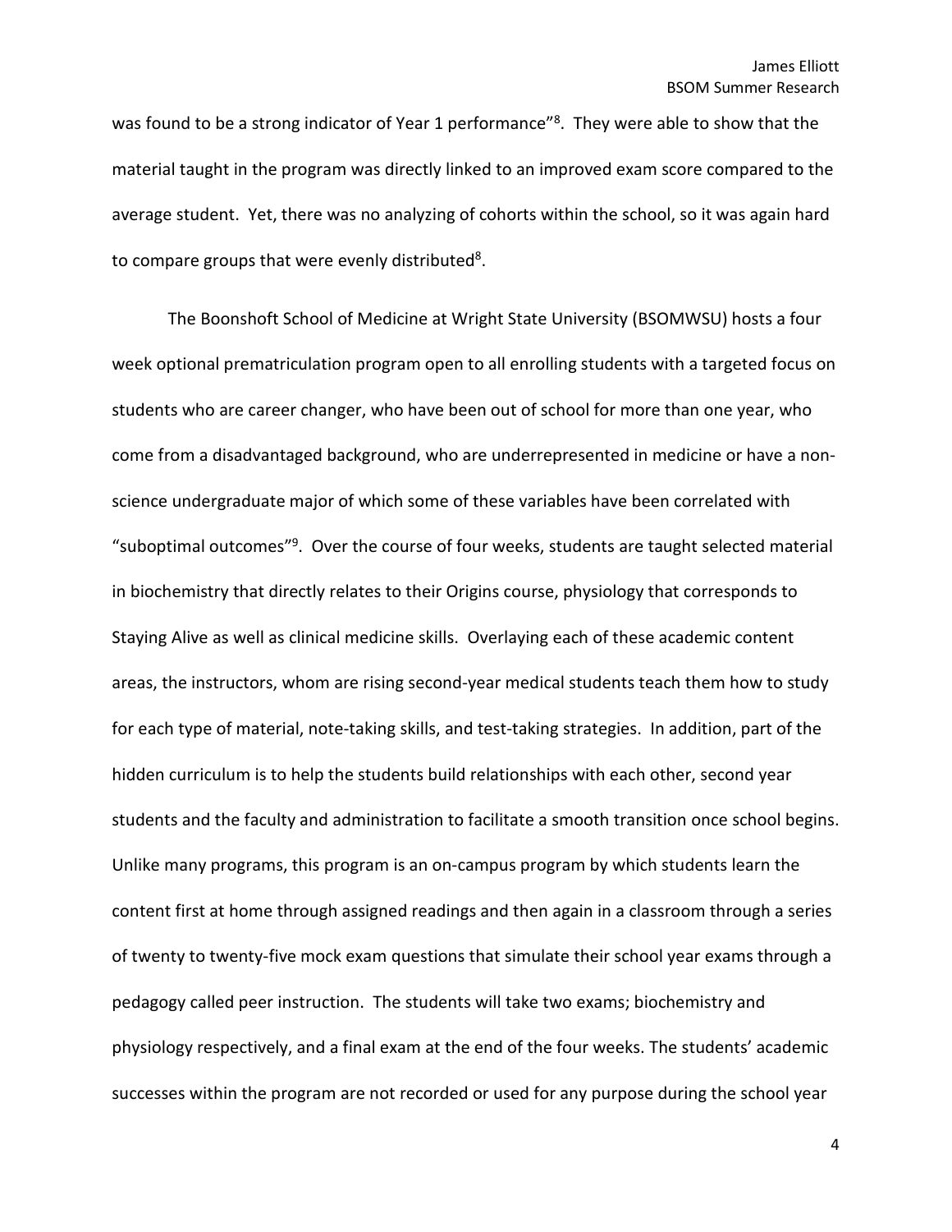was found to be a strong indicator of Year 1 performance"[8]. They were able to show that the material taught in the program was directly linked to an improved exam score compared to the average student. Yet, there was no analyzing of cohorts within the school, so it was again hard to compare groups that were evenly distributed[8].

The Boonshoft School of Medicine at Wright State University (BSOMWSU) hosts a four week optional prematriculation program open to all enrolling students with a targeted focus on students who are career changer, who have been out of school for more than one year, who come from a disadvantaged background, who are underrepresented in medicine or have a non-science undergraduate major of which some of these variables have been correlated with "suboptimal outcomes"[9]. Over the course of four weeks, students are taught selected material in biochemistry that directly relates to their Origins course, physiology that corresponds to Staying Alive as well as clinical medicine skills. Overlaying each of these academic content areas, the instructors, whom are rising second-year medical students teach them how to study for each type of material, note-taking skills, and test-taking strategies. In addition, part of the hidden curriculum is to help the students build relationships with each other, second year students and the faculty and administration to facilitate a smooth transition once school begins. Unlike many programs, this program is an on-campus program by which students learn the content first at home through assigned readings and then again in a classroom through a series of twenty to twenty-five mock exam questions that simulate their school year exams through a pedagogy called peer instruction. The students will take two exams; biochemistry and physiology respectively, and a final exam at the end of the four weeks. The students' academic successes within the program are not recorded or used for any purpose during the school year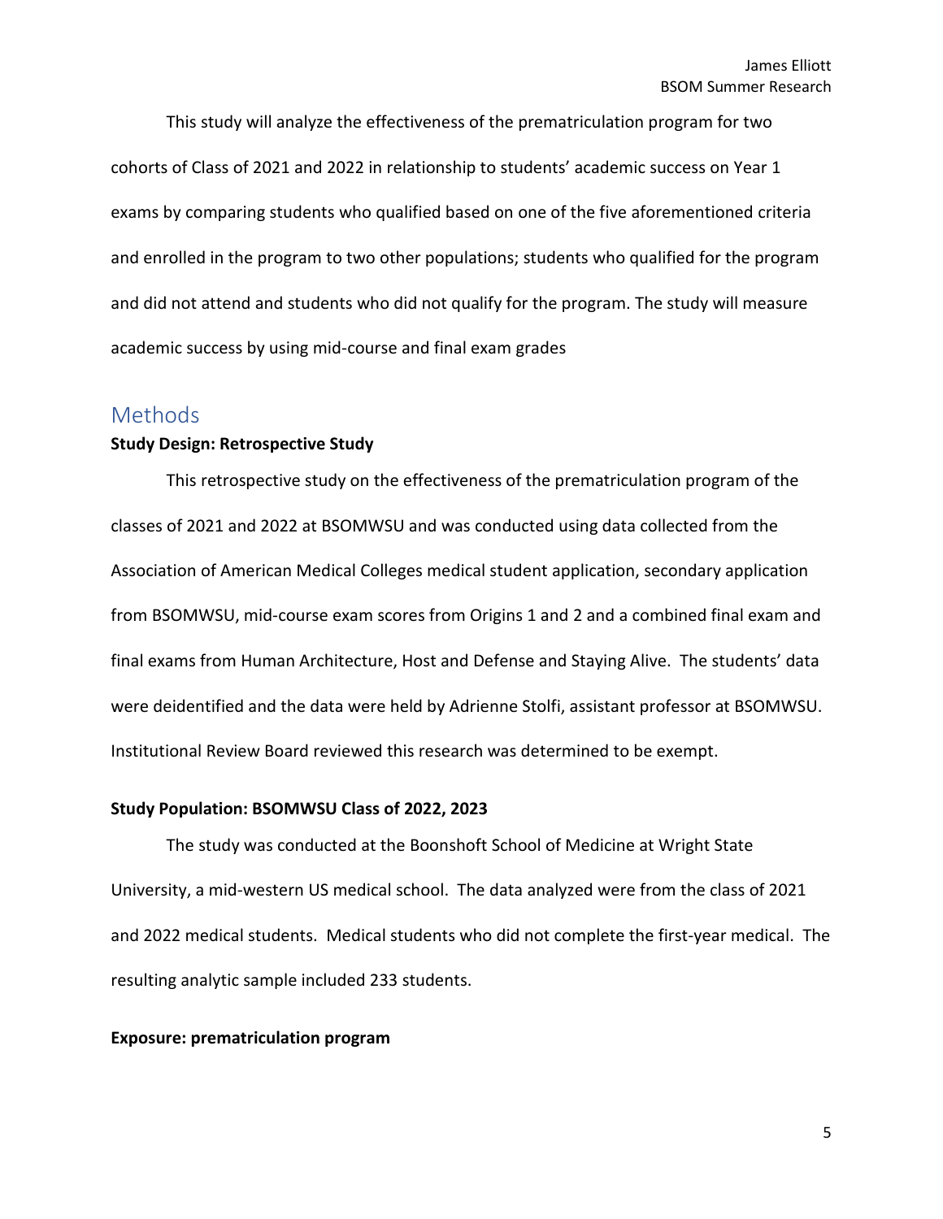This study will analyze the effectiveness of the prematriculation program for two cohorts of Class of 2021 and 2022 in relationship to students' academic success on Year 1 exams by comparing students who qualified based on one of the five aforementioned criteria and enrolled in the program to two other populations; students who qualified for the program and did not attend and students who did not qualify for the program. The study will measure academic success by using mid-course and final exam grades

## Methods

**Study Design: Retrospective Study**

This retrospective study on the effectiveness of the prematriculation program of the classes of 2021 and 2022 at BSOMWSU and was conducted using data collected from the Association of American Medical Colleges medical student application, secondary application from BSOMWSU, mid-course exam scores from Origins 1 and 2 and a combined final exam and final exams from Human Architecture, Host and Defense and Staying Alive. The students' data were deidentified and the data were held by Adrienne Stolfi, assistant professor at BSOMWSU. Institutional Review Board reviewed this research was determined to be exempt.

**Study Population: BSOMWSU Class of 2022, 2023**

The study was conducted at the Boonshoft School of Medicine at Wright State University, a mid-western US medical school. The data analyzed were from the class of 2021 and 2022 medical students. Medical students who did not complete the first-year medical. The resulting analytic sample included 233 students.

**Exposure: prematriculation program**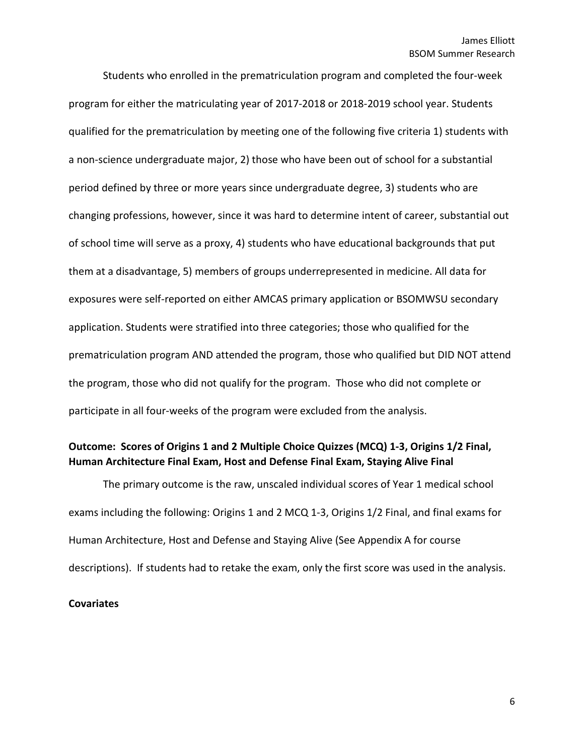Students who enrolled in the prematriculation program and completed the four-week program for either the matriculating year of 2017-2018 or 2018-2019 school year. Students qualified for the prematriculation by meeting one of the following five criteria 1) students with a non-science undergraduate major, 2) those who have been out of school for a substantial period defined by three or more years since undergraduate degree, 3) students who are changing professions, however, since it was hard to determine intent of career, substantial out of school time will serve as a proxy, 4) students who have educational backgrounds that put them at a disadvantage, 5) members of groups underrepresented in medicine. All data for exposures were self-reported on either AMCAS primary application or BSOMWSU secondary application. Students were stratified into three categories; those who qualified for the prematriculation program AND attended the program, those who qualified but DID NOT attend the program, those who did not qualify for the program. Those who did not complete or participate in all four-weeks of the program were excluded from the analysis.

**Outcome: Scores of Origins 1 and 2 Multiple Choice Quizzes (MCQ) 1-3, Origins 1/2 Final, Human Architecture Final Exam, Host and Defense Final Exam, Staying Alive Final**

The primary outcome is the raw, unscaled individual scores of Year 1 medical school exams including the following: Origins 1 and 2 MCQ 1-3, Origins 1/2 Final, and final exams for Human Architecture, Host and Defense and Staying Alive (See Appendix A for course descriptions). If students had to retake the exam, only the first score was used in the analysis.

**Covariates**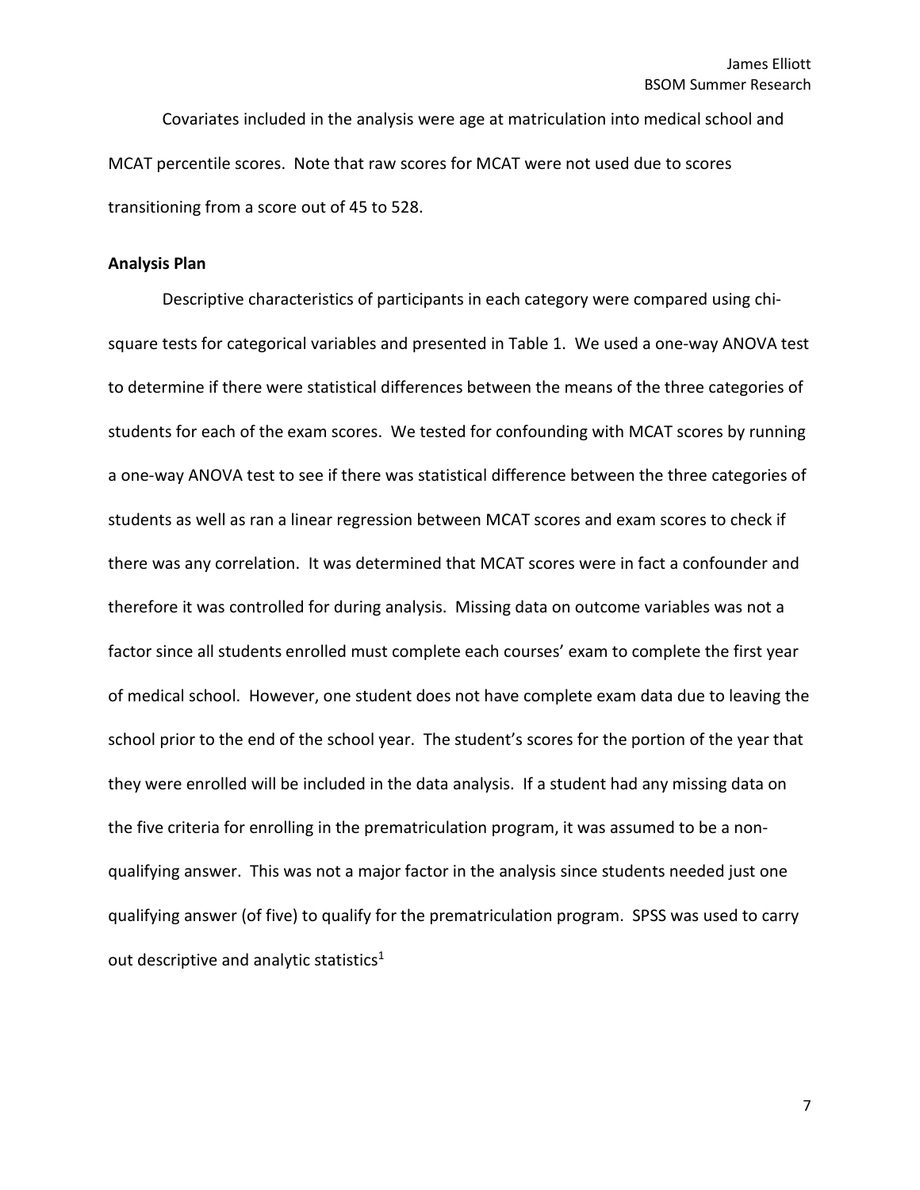Covariates included in the analysis were age at matriculation into medical school and MCAT percentile scores. Note that raw scores for MCAT were not used due to scores transitioning from a score out of 45 to 528.

**Analysis Plan**

Descriptive characteristics of participants in each category were compared using chi-square tests for categorical variables and presented in Table 1. We used a one-way ANOVA test to determine if there were statistical differences between the means of the three categories of students for each of the exam scores. We tested for confounding with MCAT scores by running a one-way ANOVA test to see if there was statistical difference between the three categories of students as well as ran a linear regression between MCAT scores and exam scores to check if there was any correlation. It was determined that MCAT scores were in fact a confounder and therefore it was controlled for during analysis. Missing data on outcome variables was not a factor since all students enrolled must complete each courses' exam to complete the first year of medical school. However, one student does not have complete exam data due to leaving the school prior to the end of the school year. The student's scores for the portion of the year that they were enrolled will be included in the data analysis. If a student had any missing data on the five criteria for enrolling in the prematriculation program, it was assumed to be a non-qualifying answer. This was not a major factor in the analysis since students needed just one qualifying answer (of five) to qualify for the prematriculation program. SPSS was used to carry out descriptive and analytic statistics[1]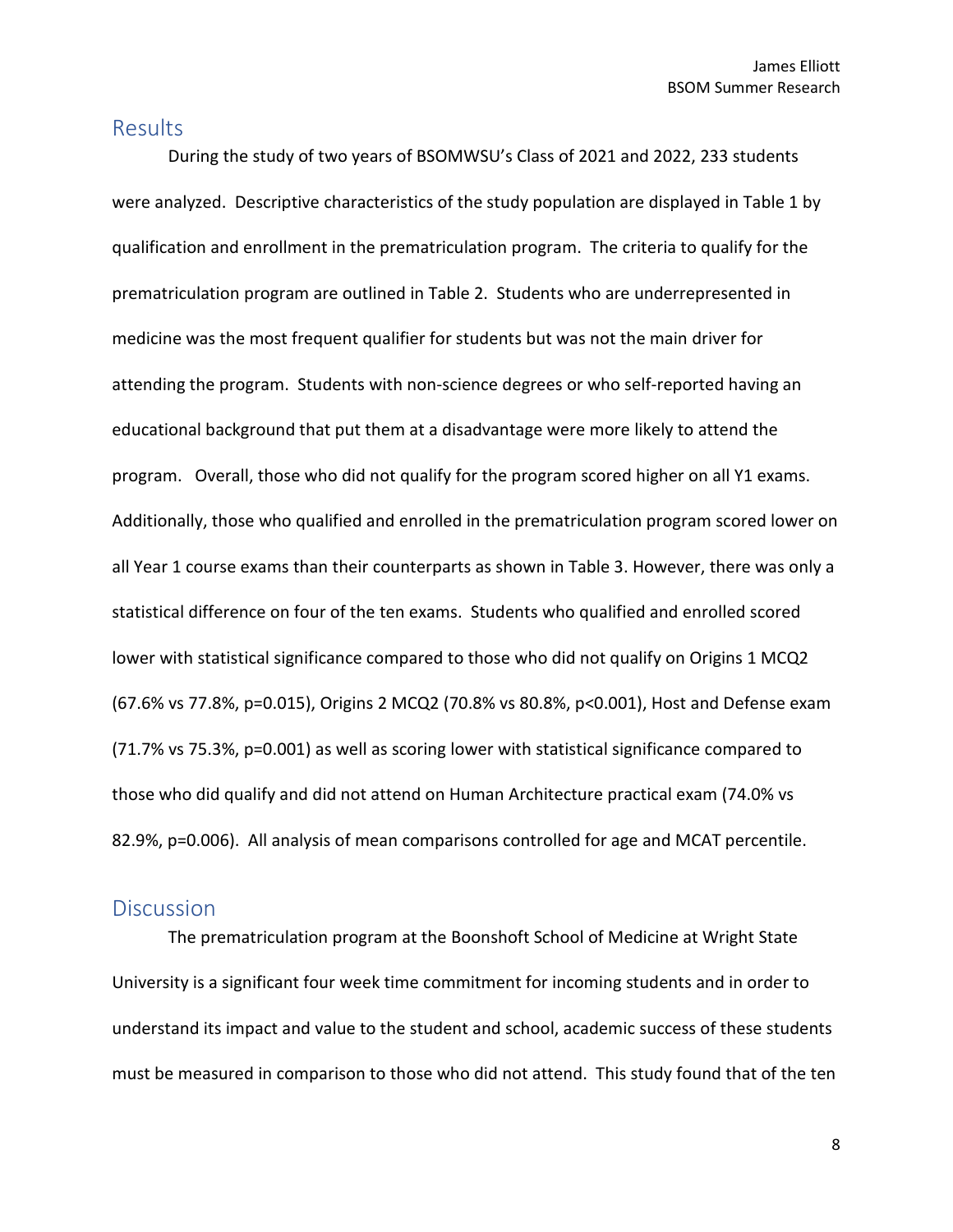## Results

During the study of two years of BSOMWSU's Class of 2021 and 2022, 233 students were analyzed. Descriptive characteristics of the study population are displayed in Table 1 by qualification and enrollment in the prematriculation program. The criteria to qualify for the prematriculation program are outlined in Table 2. Students who are underrepresented in medicine was the most frequent qualifier for students but was not the main driver for attending the program. Students with non-science degrees or who self-reported having an educational background that put them at a disadvantage were more likely to attend the program. Overall, those who did not qualify for the program scored higher on all Y1 exams. Additionally, those who qualified and enrolled in the prematriculation program scored lower on all Year 1 course exams than their counterparts as shown in Table 3. However, there was only a statistical difference on four of the ten exams. Students who qualified and enrolled scored lower with statistical significance compared to those who did not qualify on Origins 1 MCQ2 (67.6% vs 77.8%, $p=0.015$), Origins 2 MCQ2 (70.8% vs 80.8%, $p<0.001$), Host and Defense exam (71.7% vs 75.3%, $p=0.001$) as well as scoring lower with statistical significance compared to those who did qualify and did not attend on Human Architecture practical exam (74.0% vs 82.9%, $p=0.006$). All analysis of mean comparisons controlled for age and MCAT percentile.

## Discussion

The prematriculation program at the Boonshoft School of Medicine at Wright State University is a significant four week time commitment for incoming students and in order to understand its impact and value to the student and school, academic success of these students must be measured in comparison to those who did not attend. This study found that of the ten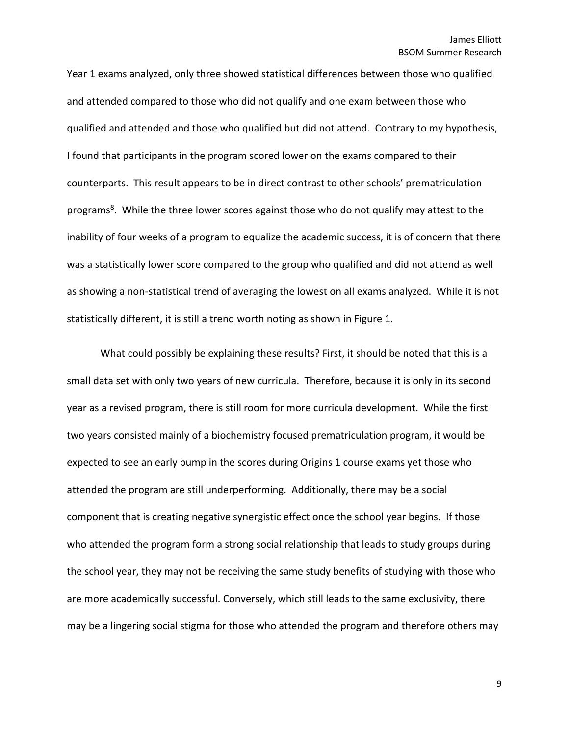Year 1 exams analyzed, only three showed statistical differences between those who qualified and attended compared to those who did not qualify and one exam between those who qualified and attended and those who qualified but did not attend. Contrary to my hypothesis, I found that participants in the program scored lower on the exams compared to their counterparts. This result appears to be in direct contrast to other schools' prematriculation programs[8]. While the three lower scores against those who do not qualify may attest to the inability of four weeks of a program to equalize the academic success, it is of concern that there was a statistically lower score compared to the group who qualified and did not attend as well as showing a non-statistical trend of averaging the lowest on all exams analyzed. While it is not statistically different, it is still a trend worth noting as shown in Figure 1.

What could possibly be explaining these results? First, it should be noted that this is a small data set with only two years of new curricula. Therefore, because it is only in its second year as a revised program, there is still room for more curricula development. While the first two years consisted mainly of a biochemistry focused prematriculation program, it would be expected to see an early bump in the scores during Origins 1 course exams yet those who attended the program are still underperforming. Additionally, there may be a social component that is creating negative synergistic effect once the school year begins. If those who attended the program form a strong social relationship that leads to study groups during the school year, they may not be receiving the same study benefits of studying with those who are more academically successful. Conversely, which still leads to the same exclusivity, there may be a lingering social stigma for those who attended the program and therefore others may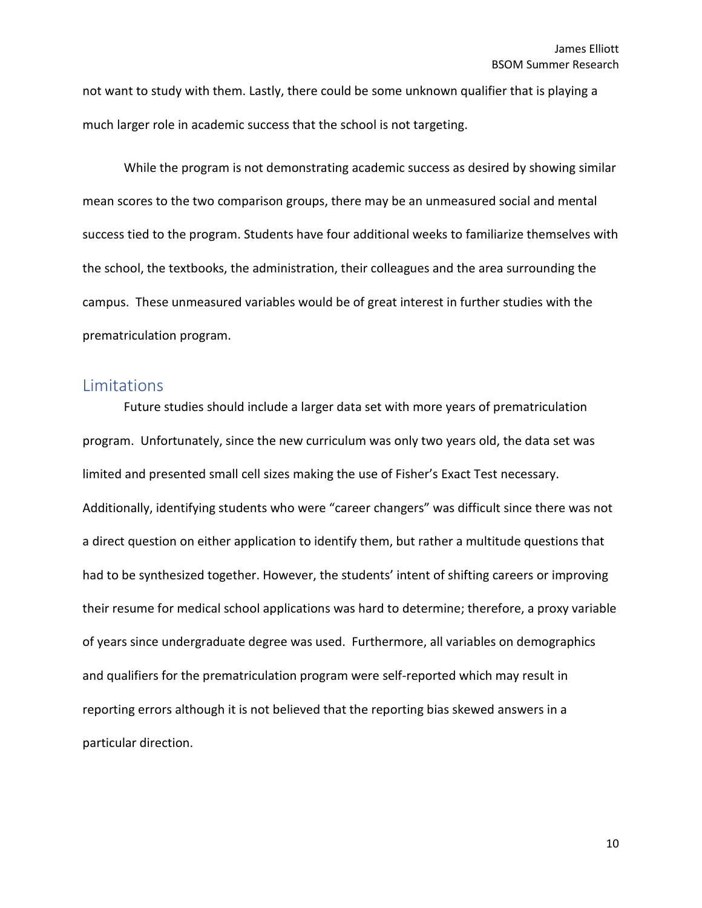not want to study with them. Lastly, there could be some unknown qualifier that is playing a much larger role in academic success that the school is not targeting.

While the program is not demonstrating academic success as desired by showing similar mean scores to the two comparison groups, there may be an unmeasured social and mental success tied to the program. Students have four additional weeks to familiarize themselves with the school, the textbooks, the administration, their colleagues and the area surrounding the campus. These unmeasured variables would be of great interest in further studies with the prematriculation program.

## Limitations

Future studies should include a larger data set with more years of prematriculation program. Unfortunately, since the new curriculum was only two years old, the data set was limited and presented small cell sizes making the use of Fisher's Exact Test necessary. Additionally, identifying students who were "career changers" was difficult since there was not a direct question on either application to identify them, but rather a multitude questions that had to be synthesized together. However, the students' intent of shifting careers or improving their resume for medical school applications was hard to determine; therefore, a proxy variable of years since undergraduate degree was used. Furthermore, all variables on demographics and qualifiers for the prematriculation program were self-reported which may result in reporting errors although it is not believed that the reporting bias skewed answers in a particular direction.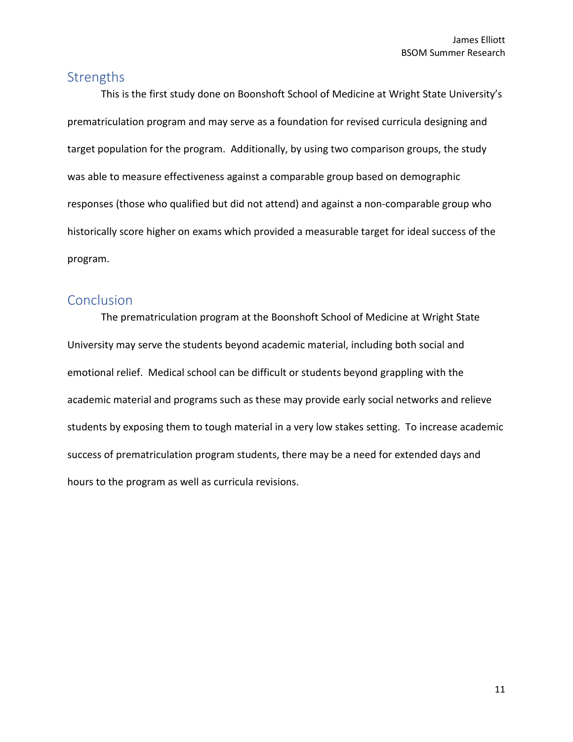## Strengths

This is the first study done on Boonshoft School of Medicine at Wright State University's prematriculation program and may serve as a foundation for revised curricula designing and target population for the program. Additionally, by using two comparison groups, the study was able to measure effectiveness against a comparable group based on demographic responses (those who qualified but did not attend) and against a non-comparable group who historically score higher on exams which provided a measurable target for ideal success of the program.

## Conclusion

The prematriculation program at the Boonshoft School of Medicine at Wright State University may serve the students beyond academic material, including both social and emotional relief. Medical school can be difficult or students beyond grappling with the academic material and programs such as these may provide early social networks and relieve students by exposing them to tough material in a very low stakes setting. To increase academic success of prematriculation program students, there may be a need for extended days and hours to the program as well as curricula revisions.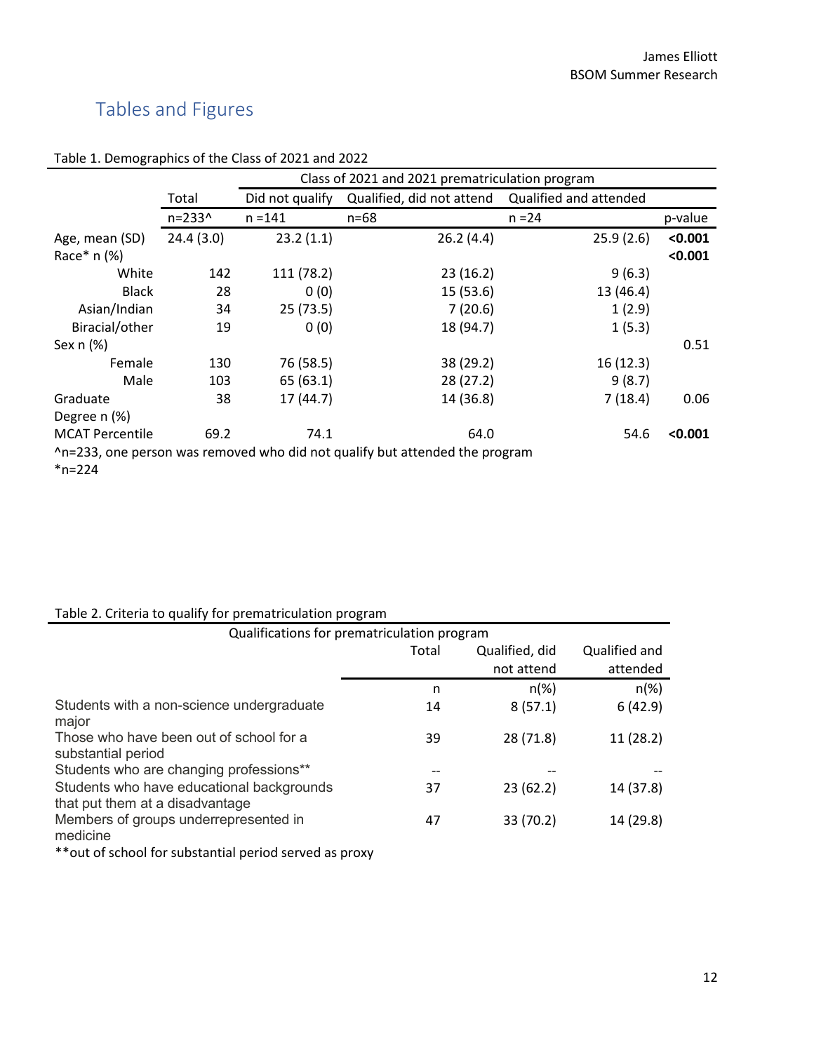## Tables and Figures

Table 1. Demographics of the Class of 2021 and 2022

| | | Class of 2021 and 2021 prematriculation program | | | |
|---|---|---|---|---|---|
| | Total | Did not qualify | Qualified, did not attend | Qualified and attended | |
| | n=233^ | n =141 | n=68 | n =24 | p-value |
| Age, mean (SD) | 24.4 (3.0) | 23.2 (1.1) | 26.2 (4.4) | 25.9 (2.6) | **<0.001** |
| Race* n (%) | | | | | **<0.001** |
| White | 142 | 111 (78.2) | 23 (16.2) | 9 (6.3) | |
| Black | 28 | 0 (0) | 15 (53.6) | 13 (46.4) | |
| Asian/Indian | 34 | 25 (73.5) | 7 (20.6) | 1 (2.9) | |
| Biracial/other | 19 | 0 (0) | 18 (94.7) | 1 (5.3) | |
| Sex n (%) | | | | | 0.51 |
| Female | 130 | 76 (58.5) | 38 (29.2) | 16 (12.3) | |
| Male | 103 | 65 (63.1) | 28 (27.2) | 9 (8.7) | |
| Graduate Degree n (%) | 38 | 17 (44.7) | 14 (36.8) | 7 (18.4) | 0.06 |
| MCAT Percentile | 69.2 | 74.1 | 64.0 | 54.6 | **<0.001** |

^n=233, one person was removed who did not qualify but attended the program
*n=224

Table 2. Criteria to qualify for prematriculation program

| Qualifications for prematriculation program | | | |
|---|---|---|---|
| | Total | Qualified, did not attend | Qualified and attended |
| | n | n(%) | n(%) |
| Students with a non-science undergraduate major | 14 | 8 (57.1) | 6 (42.9) |
| Those who have been out of school for a substantial period | 39 | 28 (71.8) | 11 (28.2) |
| Students who are changing professions** | -- | -- | -- |
| Students who have educational backgrounds that put them at a disadvantage | 37 | 23 (62.2) | 14 (37.8) |
| Members of groups underrepresented in medicine | 47 | 33 (70.2) | 14 (29.8) |

**out of school for substantial period served as proxy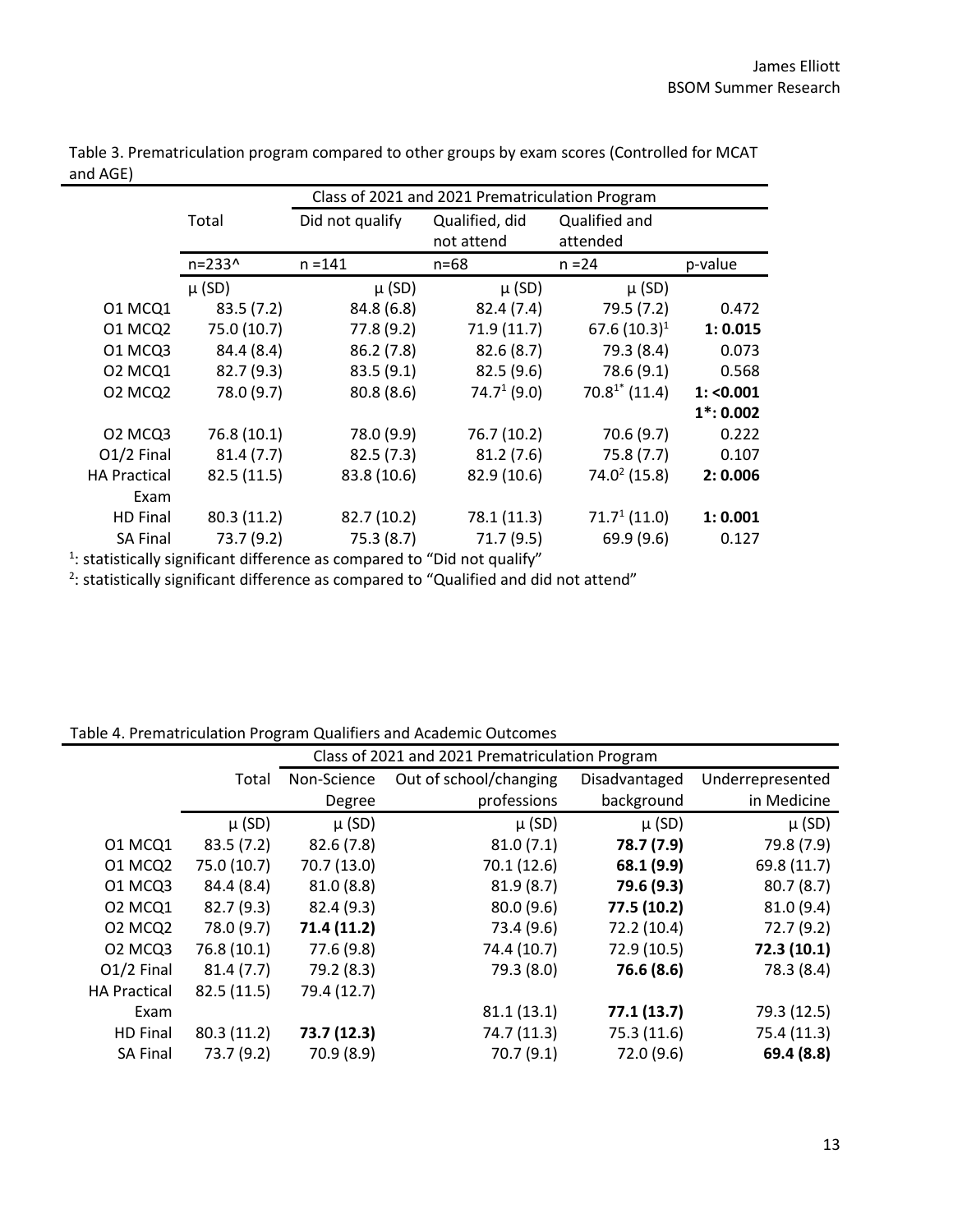Table 3. Prematriculation program compared to other groups by exam scores (Controlled for MCAT and AGE)

| | Total | Class of 2021 and 2021 Prematriculation Program | | | |
|---|---|---|---|---|---|
| | | Did not qualify | Qualified, did not attend | Qualified and attended | |
| | n=233^ | n =141 | n=68 | n =24 | p-value |
| | μ (SD) | μ (SD) | μ (SD) | μ (SD) | |
| O1 MCQ1 | 83.5 (7.2) | 84.8 (6.8) | 82.4 (7.4) | 79.5 (7.2) | 0.472 |
| O1 MCQ2 | 75.0 (10.7) | 77.8 (9.2) | 71.9 (11.7) | 67.6 (10.3)[1] | **1: 0.015** |
| O1 MCQ3 | 84.4 (8.4) | 86.2 (7.8) | 82.6 (8.7) | 79.3 (8.4) | 0.073 |
| O2 MCQ1 | 82.7 (9.3) | 83.5 (9.1) | 82.5 (9.6) | 78.6 (9.1) | 0.568 |
| O2 MCQ2 | 78.0 (9.7) | 80.8 (8.6) | 74.7[1] (9.0) | 70.8[1*] (11.4) | **1: <0.001** **1*: 0.002** |
| O2 MCQ3 | 76.8 (10.1) | 78.0 (9.9) | 76.7 (10.2) | 70.6 (9.7) | 0.222 |
| O1/2 Final | 81.4 (7.7) | 82.5 (7.3) | 81.2 (7.6) | 75.8 (7.7) | 0.107 |
| HA Practical Exam | 82.5 (11.5) | 83.8 (10.6) | 82.9 (10.6) | 74.0[2] (15.8) | **2: 0.006** |
| HD Final | 80.3 (11.2) | 82.7 (10.2) | 78.1 (11.3) | 71.7[1] (11.0) | **1: 0.001** |
| SA Final | 73.7 (9.2) | 75.3 (8.7) | 71.7 (9.5) | 69.9 (9.6) | 0.127 |

[1]: statistically significant difference as compared to "Did not qualify"

[2]: statistically significant difference as compared to "Qualified and did not attend"

Table 4. Prematriculation Program Qualifiers and Academic Outcomes

| | Class of 2021 and 2021 Prematriculation Program | | | | |
|---|---|---|---|---|---|
| | Total | Non-Science Degree | Out of school/changing professions | Disadvantaged background | Underrepresented in Medicine |
| | μ (SD) | μ (SD) | μ (SD) | μ (SD) | μ (SD) |
| O1 MCQ1 | 83.5 (7.2) | 82.6 (7.8) | 81.0 (7.1) | **78.7 (7.9)** | 79.8 (7.9) |
| O1 MCQ2 | 75.0 (10.7) | 70.7 (13.0) | 70.1 (12.6) | **68.1 (9.9)** | 69.8 (11.7) |
| O1 MCQ3 | 84.4 (8.4) | 81.0 (8.8) | 81.9 (8.7) | **79.6 (9.3)** | 80.7 (8.7) |
| O2 MCQ1 | 82.7 (9.3) | 82.4 (9.3) | 80.0 (9.6) | **77.5 (10.2)** | 81.0 (9.4) |
| O2 MCQ2 | 78.0 (9.7) | **71.4 (11.2)** | 73.4 (9.6) | 72.2 (10.4) | 72.7 (9.2) |
| O2 MCQ3 | 76.8 (10.1) | 77.6 (9.8) | 74.4 (10.7) | 72.9 (10.5) | **72.3 (10.1)** |
| O1/2 Final | 81.4 (7.7) | 79.2 (8.3) | 79.3 (8.0) | **76.6 (8.6)** | 78.3 (8.4) |
| HA Practical Exam | 82.5 (11.5) | 79.4 (12.7) | 81.1 (13.1) | **77.1 (13.7)** | 79.3 (12.5) |
| HD Final | 80.3 (11.2) | **73.7 (12.3)** | 74.7 (11.3) | 75.3 (11.6) | 75.4 (11.3) |
| SA Final | 73.7 (9.2) | 70.9 (8.9) | 70.7 (9.1) | 72.0 (9.6) | **69.4 (8.8)** |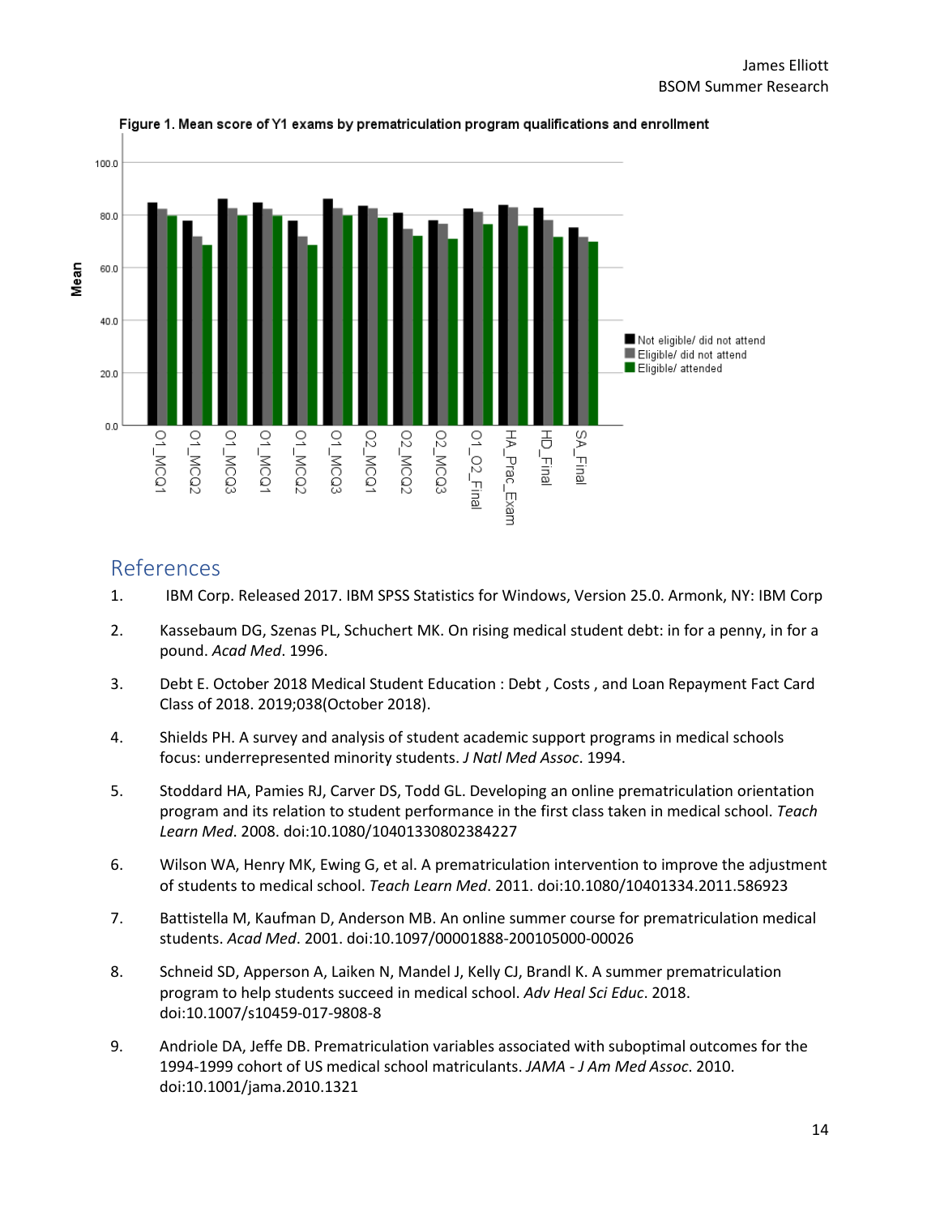Figure 1. Mean score of Y1 exams by prematriculation program qualifications and enrollment

## References

1. IBM Corp. Released 2017. IBM SPSS Statistics for Windows, Version 25.0. Armonk, NY: IBM Corp

2. Kassebaum DG, Szenas PL, Schuchert MK. On rising medical student debt: in for a penny, in for a pound. *Acad Med*. 1996.

3. Debt E. October 2018 Medical Student Education : Debt , Costs , and Loan Repayment Fact Card Class of 2018. 2019;038(October 2018).

4. Shields PH. A survey and analysis of student academic support programs in medical schools focus: underrepresented minority students. *J Natl Med Assoc*. 1994.

5. Stoddard HA, Pamies RJ, Carver DS, Todd GL. Developing an online prematriculation orientation program and its relation to student performance in the first class taken in medical school. *Teach Learn Med*. 2008. doi:10.1080/10401330802384227

6. Wilson WA, Henry MK, Ewing G, et al. A prematriculation intervention to improve the adjustment of students to medical school. *Teach Learn Med*. 2011. doi:10.1080/10401334.2011.586923

7. Battistella M, Kaufman D, Anderson MB. An online summer course for prematriculation medical students. *Acad Med*. 2001. doi:10.1097/00001888-200105000-00026

8. Schneid SD, Apperson A, Laiken N, Mandel J, Kelly CJ, Brandl K. A summer prematriculation program to help students succeed in medical school. *Adv Heal Sci Educ*. 2018. doi:10.1007/s10459-017-9808-8

9. Andriole DA, Jeffe DB. Prematriculation variables associated with suboptimal outcomes for the 1994-1999 cohort of US medical school matriculants. *JAMA - J Am Med Assoc*. 2010. doi:10.1001/jama.2010.1321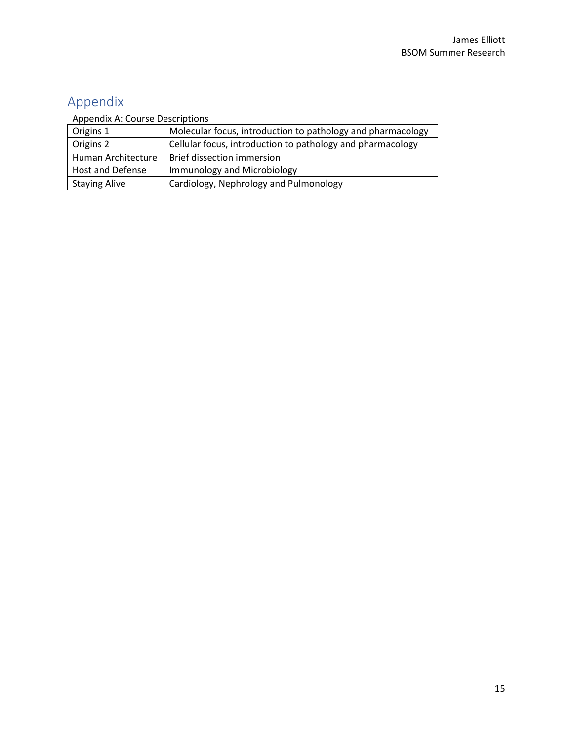# Appendix

Appendix A: Course Descriptions

| | |
|---|---|
| Origins 1 | Molecular focus, introduction to pathology and pharmacology |
| Origins 2 | Cellular focus, introduction to pathology and pharmacology |
| Human Architecture | Brief dissection immersion |
| Host and Defense | Immunology and Microbiology |
| Staying Alive | Cardiology, Nephrology and Pulmonology |